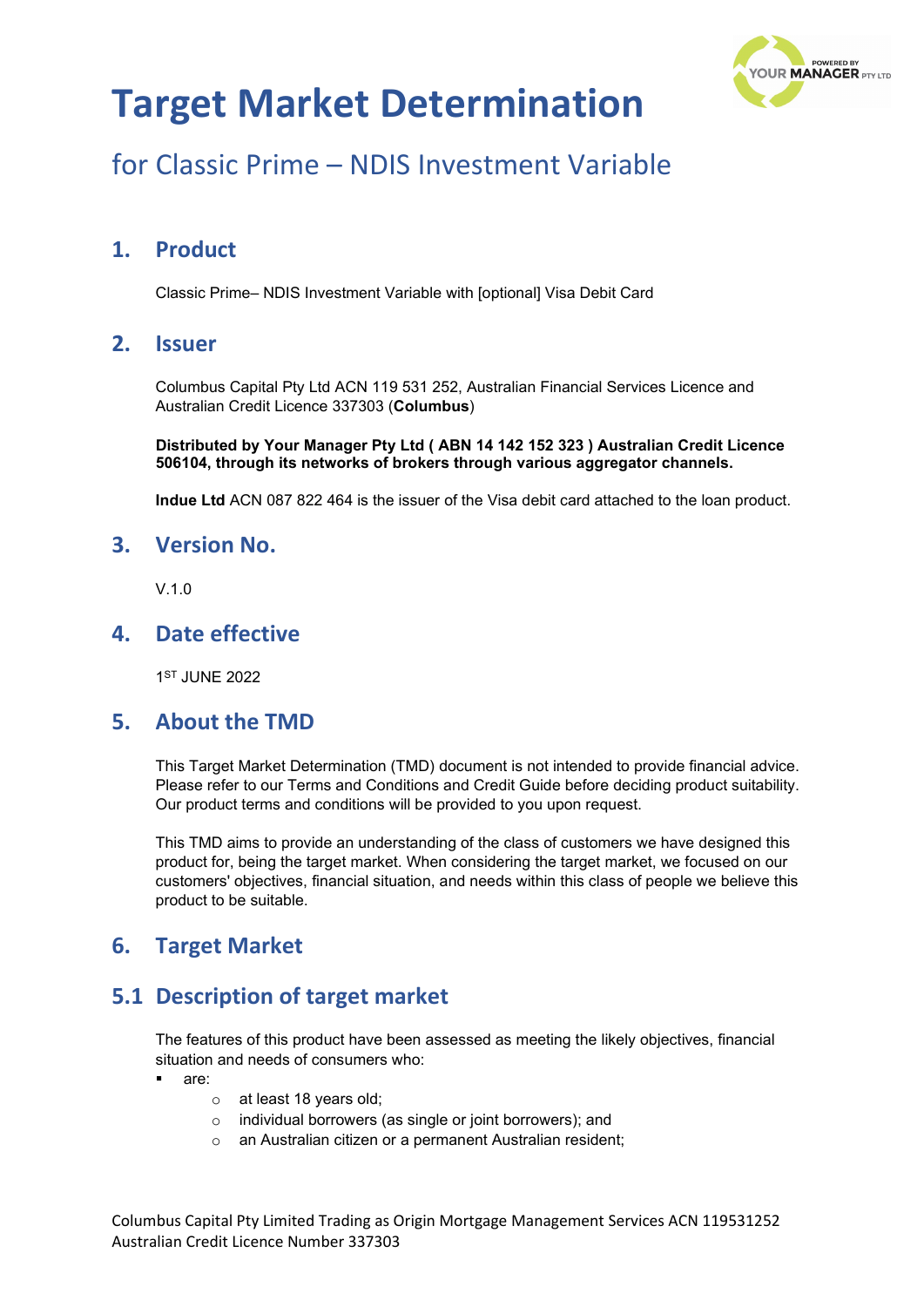# Target Market Determination

## for Classic Prime – NDIS Investment Variable

## 1. Product

Classic Prime– NDIS Investment Variable with [optional] Visa Debit Card

## 2. Issuer

Columbus Capital Pty Ltd ACN 119 531 252, Australian Financial Services Licence and Australian Credit Licence 337303 (**Columbus**)

**Distributed by Your Manager Pty Ltd ( ABN 14 142 152 323 ) Australian Credit Licence 506104, through its networks of brokers through various aggregator channels.**

**Indue Ltd** ACN 087 822 464 is the issuer of the Visa debit card attached to the loan product.

## 3. Version No.

V.1.0

## 4. Date effective

1ST JUNE 2022

## 5. About the TMD

This Target Market Determination (TMD) document is not intended to provide financial advice. Please refer to our Terms and Conditions and Credit Guide before deciding product suitability. Our product terms and conditions will be provided to you upon request.

This TMD aims to provide an understanding of the class of customers we have designed this product for, being the target market. When considering the target market, we focused on our customers' objectives, financial situation, and needs within this class of people we believe this product to be suitable.

## 6. Target Market

## 5.1 Description of target market

The features of this product have been assessed as meeting the likely objectives, financial situation and needs of consumers who:

- are:
  - at least 18 years old;
  - individual borrowers (as single or joint borrowers); and
  - an Australian citizen or a permanent Australian resident;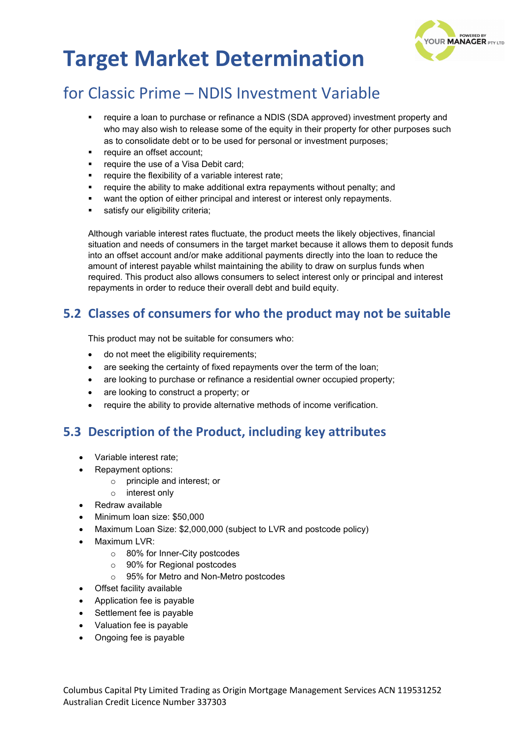# Target Market Determination

## for Classic Prime – NDIS Investment Variable

- require a loan to purchase or refinance a NDIS (SDA approved) investment property and who may also wish to release some of the equity in their property for other purposes such as to consolidate debt or to be used for personal or investment purposes;
- require an offset account;
- require the use of a Visa Debit card;
- require the flexibility of a variable interest rate;
- require the ability to make additional extra repayments without penalty; and
- want the option of either principal and interest or interest only repayments.
- satisfy our eligibility criteria;

Although variable interest rates fluctuate, the product meets the likely objectives, financial situation and needs of consumers in the target market because it allows them to deposit funds into an offset account and/or make additional payments directly into the loan to reduce the amount of interest payable whilst maintaining the ability to draw on surplus funds when required. This product also allows consumers to select interest only or principal and interest repayments in order to reduce their overall debt and build equity.

## 5.2 Classes of consumers for who the product may not be suitable

This product may not be suitable for consumers who:

- do not meet the eligibility requirements;
- are seeking the certainty of fixed repayments over the term of the loan;
- are looking to purchase or refinance a residential owner occupied property;
- are looking to construct a property; or
- require the ability to provide alternative methods of income verification.

## 5.3 Description of the Product, including key attributes

- Variable interest rate;
- Repayment options:
  - principle and interest; or
  - interest only
- Redraw available
- Minimum loan size: $50,000
- Maximum Loan Size: $2,000,000 (subject to LVR and postcode policy)
- Maximum LVR:
  - 80% for Inner-City postcodes
  - 90% for Regional postcodes
  - 95% for Metro and Non-Metro postcodes
- Offset facility available
- Application fee is payable
- Settlement fee is payable
- Valuation fee is payable
- Ongoing fee is payable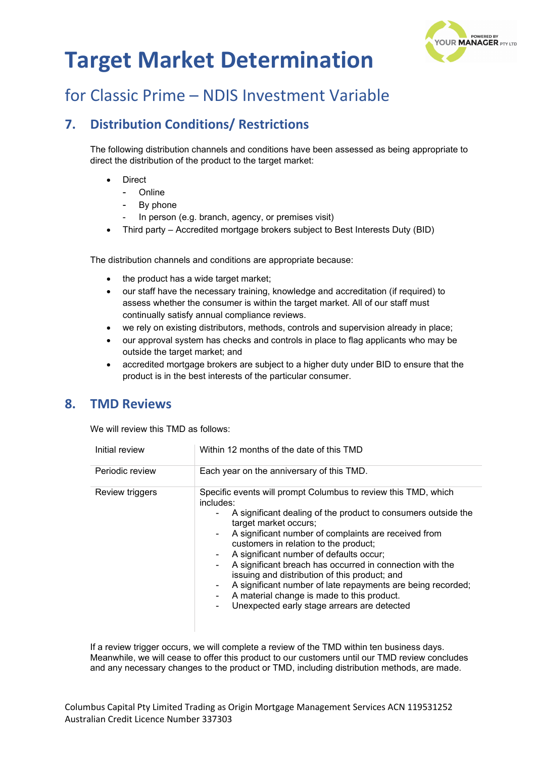# Target Market Determination

## for Classic Prime – NDIS Investment Variable

## 7. Distribution Conditions/ Restrictions

The following distribution channels and conditions have been assessed as being appropriate to direct the distribution of the product to the target market:

- Direct
  - Online
  - By phone
  - In person (e.g. branch, agency, or premises visit)
- Third party – Accredited mortgage brokers subject to Best Interests Duty (BID)

The distribution channels and conditions are appropriate because:

- the product has a wide target market;
- our staff have the necessary training, knowledge and accreditation (if required) to assess whether the consumer is within the target market. All of our staff must continually satisfy annual compliance reviews.
- we rely on existing distributors, methods, controls and supervision already in place;
- our approval system has checks and controls in place to flag applicants who may be outside the target market; and
- accredited mortgage brokers are subject to a higher duty under BID to ensure that the product is in the best interests of the particular consumer.

## 8. TMD Reviews

We will review this TMD as follows:

| | |
|---|---|
| Initial review | Within 12 months of the date of this TMD |
| Periodic review | Each year on the anniversary of this TMD. |
| Review triggers | Specific events will prompt Columbus to review this TMD, which includes:<br>- A significant dealing of the product to consumers outside the target market occurs;<br>- A significant number of complaints are received from customers in relation to the product;<br>- A significant number of defaults occur;<br>- A significant breach has occurred in connection with the issuing and distribution of this product; and<br>- A significant number of late repayments are being recorded;<br>- A material change is made to this product.<br>- Unexpected early stage arrears are detected |

If a review trigger occurs, we will complete a review of the TMD within ten business days. Meanwhile, we will cease to offer this product to our customers until our TMD review concludes and any necessary changes to the product or TMD, including distribution methods, are made.

Columbus Capital Pty Limited Trading as Origin Mortgage Management Services ACN 119531252
Australian Credit Licence Number 337303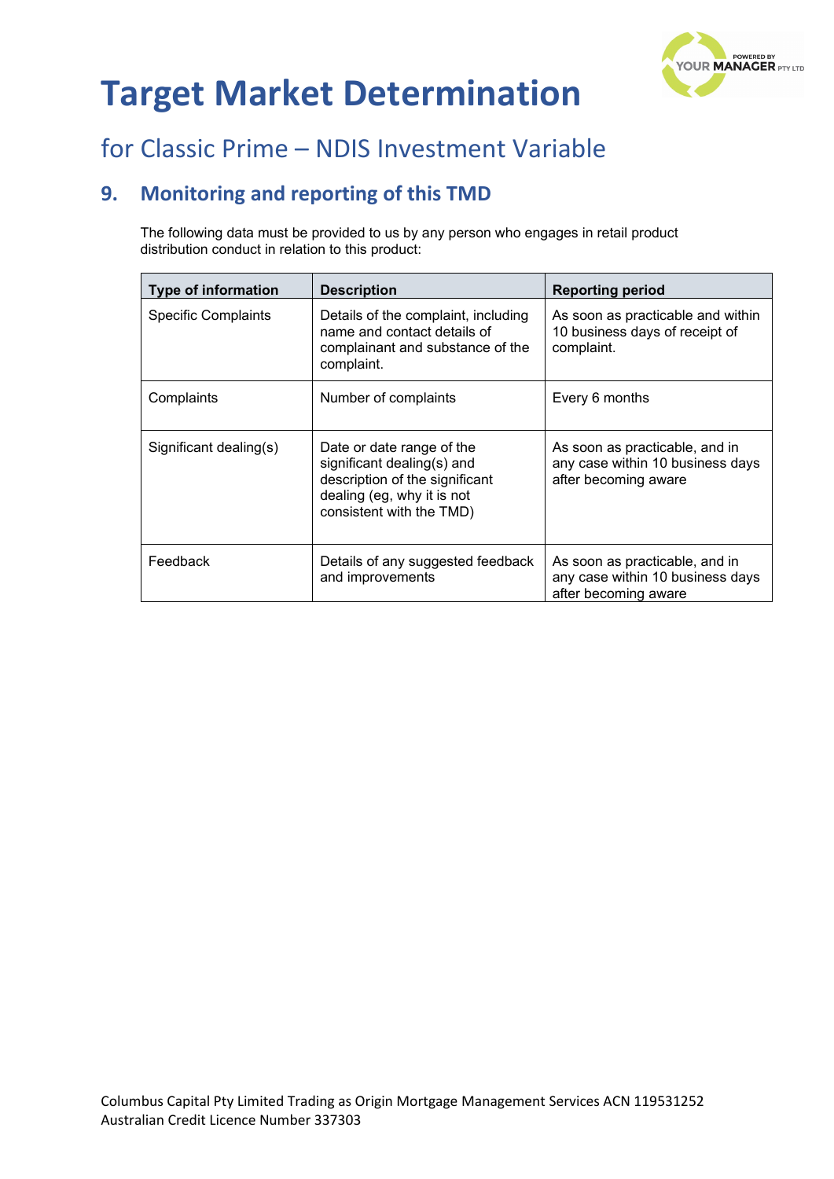# Target Market Determination

## for Classic Prime – NDIS Investment Variable

## 9. Monitoring and reporting of this TMD

The following data must be provided to us by any person who engages in retail product distribution conduct in relation to this product:

| Type of information | Description | Reporting period |
|---|---|---|
| Specific Complaints | Details of the complaint, including name and contact details of complainant and substance of the complaint. | As soon as practicable and within 10 business days of receipt of complaint. |
| Complaints | Number of complaints | Every 6 months |
| Significant dealing(s) | Date or date range of the significant dealing(s) and description of the significant dealing (eg, why it is not consistent with the TMD) | As soon as practicable, and in any case within 10 business days after becoming aware |
| Feedback | Details of any suggested feedback and improvements | As soon as practicable, and in any case within 10 business days after becoming aware |

Columbus Capital Pty Limited Trading as Origin Mortgage Management Services ACN 119531252
Australian Credit Licence Number 337303